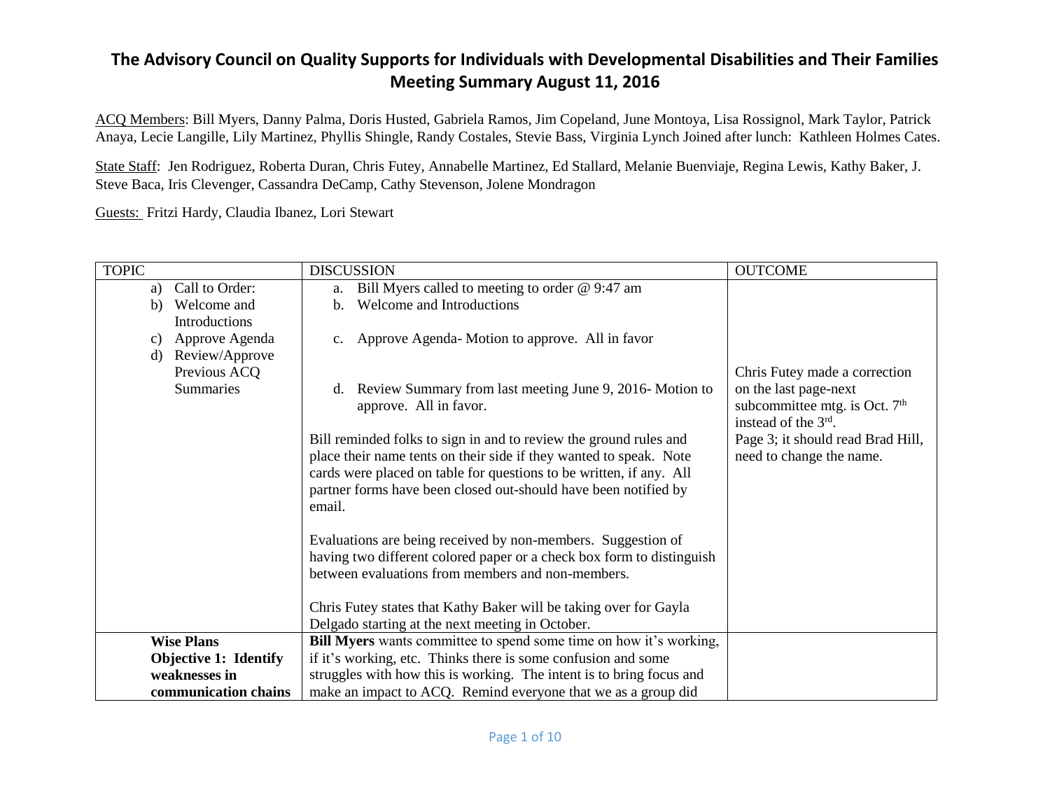# The Advisory Council on Quality Supports for Individuals with Developmental Disabilities and Their Families Meeting Summary August 11, 2016

ACQ Members: Bill Myers, Danny Palma, Doris Husted, Gabriela Ramos, Jim Copeland, June Montoya, Lisa Rossignol, Mark Taylor, Patrick Anaya, Lecie Langille, Lily Martinez, Phyllis Shingle, Randy Costales, Stevie Bass, Virginia Lynch Joined after lunch: Kathleen Holmes Cates.

State Staff: Jen Rodriguez, Roberta Duran, Chris Futey, Annabelle Martinez, Ed Stallard, Melanie Buenviaje, Regina Lewis, Kathy Baker, J. Steve Baca, Iris Clevenger, Cassandra DeCamp, Cathy Stevenson, Jolene Mondragon

Guests: Fritzi Hardy, Claudia Ibanez, Lori Stewart

| TOPIC | DISCUSSION | OUTCOME |
|---|---|---|
| a) Call to Order:<br>b) Welcome and Introductions<br>c) Approve Agenda<br>d) Review/Approve Previous ACQ Summaries | a. Bill Myers called to meeting to order @ 9:47 am<br>b. Welcome and Introductions<br>c. Approve Agenda- Motion to approve. All in favor<br>d. Review Summary from last meeting June 9, 2016- Motion to approve. All in favor.<br><br>Bill reminded folks to sign in and to review the ground rules and place their name tents on their side if they wanted to speak. Note cards were placed on table for questions to be written, if any. All partner forms have been closed out-should have been notified by email.<br><br>Evaluations are being received by non-members. Suggestion of having two different colored paper or a check box form to distinguish between evaluations from members and non-members.<br><br>Chris Futey states that Kathy Baker will be taking over for Gayla Delgado starting at the next meeting in October. | Chris Futey made a correction on the last page-next subcommittee mtg. is Oct. 7th instead of the 3rd.<br>Page 3; it should read Brad Hill, need to change the name. |
| **Wise Plans**<br>**Objective 1: Identify weaknesses in communication chains** | **Bill Myers** wants committee to spend some time on how it's working, if it's working, etc. Thinks there is some confusion and some struggles with how this is working. The intent is to bring focus and make an impact to ACQ. Remind everyone that we as a group did | |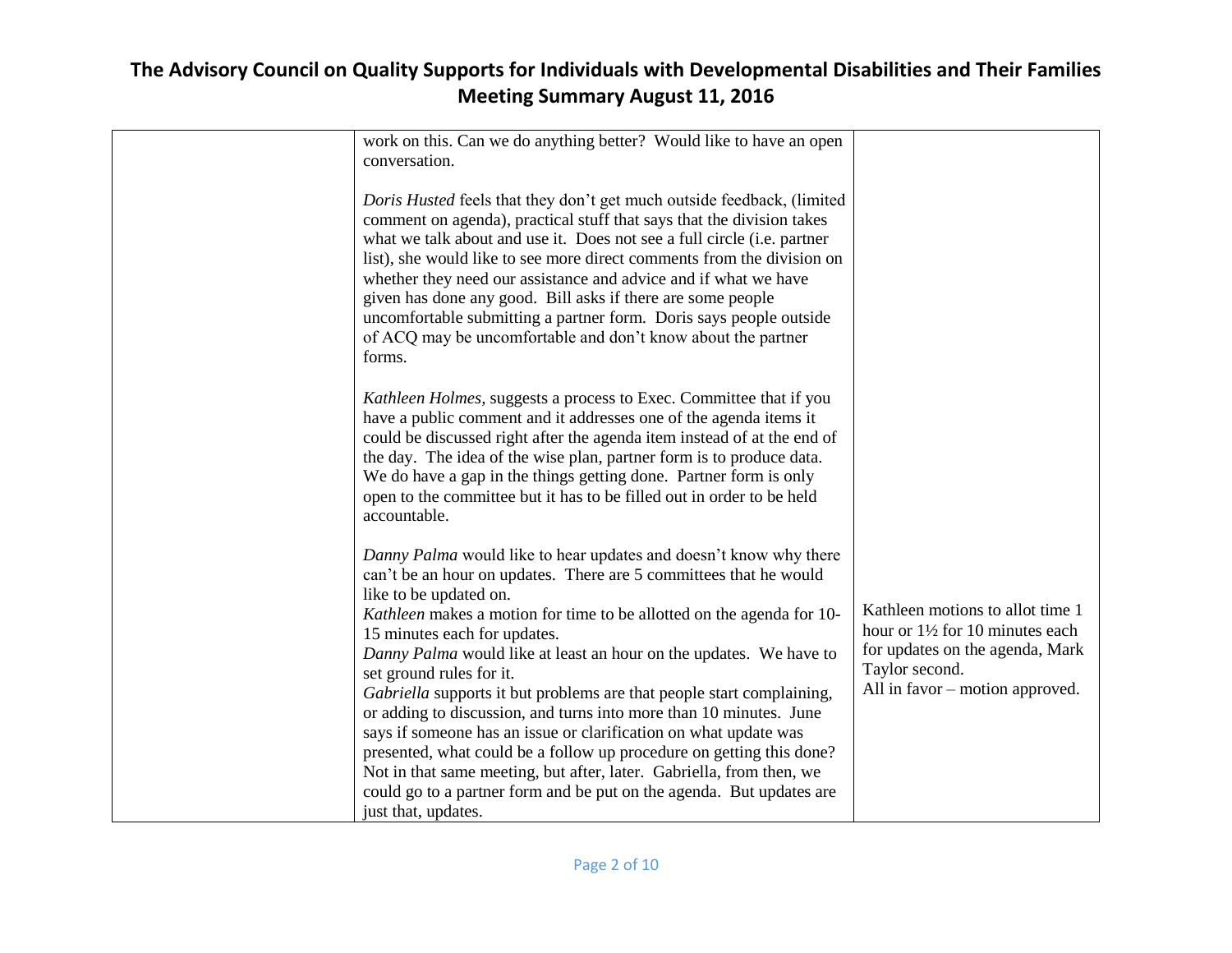| | | |
|---|---|---|
| | work on this. Can we do anything better? Would like to have an open conversation.<br><br>*Doris Husted* feels that they don't get much outside feedback, (limited comment on agenda), practical stuff that says that the division takes what we talk about and use it. Does not see a full circle (i.e. partner list), she would like to see more direct comments from the division on whether they need our assistance and advice and if what we have given has done any good. Bill asks if there are some people uncomfortable submitting a partner form. Doris says people outside of ACQ may be uncomfortable and don't know about the partner forms.<br><br>*Kathleen Holmes*, suggests a process to Exec. Committee that if you have a public comment and it addresses one of the agenda items it could be discussed right after the agenda item instead of at the end of the day. The idea of the wise plan, partner form is to produce data. We do have a gap in the things getting done. Partner form is only open to the committee but it has to be filled out in order to be held accountable.<br><br>*Danny Palma* would like to hear updates and doesn't know why there can't be an hour on updates. There are 5 committees that he would like to be updated on.<br>*Kathleen* makes a motion for time to be allotted on the agenda for 10-15 minutes each for updates.<br>*Danny Palma* would like at least an hour on the updates. We have to set ground rules for it.<br>*Gabriella* supports it but problems are that people start complaining, or adding to discussion, and turns into more than 10 minutes. June says if someone has an issue or clarification on what update was presented, what could be a follow up procedure on getting this done? Not in that same meeting, but after, later. Gabriella, from then, we could go to a partner form and be put on the agenda. But updates are just that, updates. | Kathleen motions to allot time 1 hour or 1½ for 10 minutes each for updates on the agenda, Mark Taylor second.<br>All in favor – motion approved. |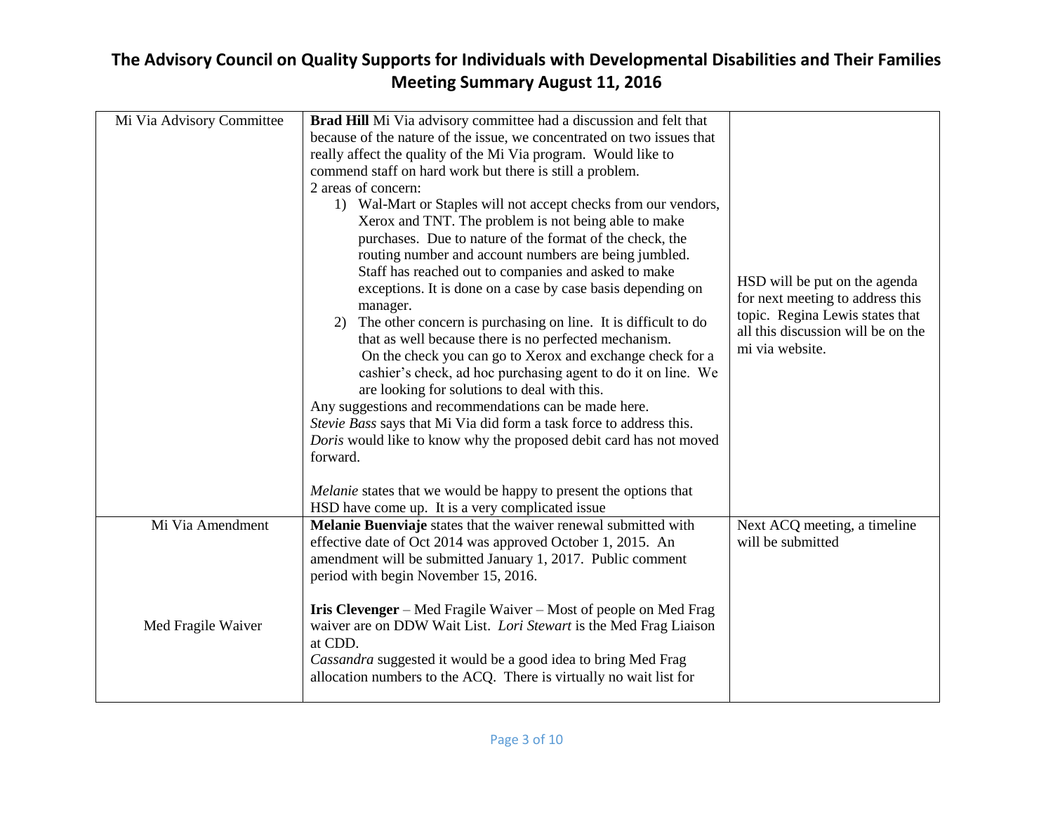# The Advisory Council on Quality Supports for Individuals with Developmental Disabilities and Their Families Meeting Summary August 11, 2016

| | | |
|---|---|---|
| Mi Via Advisory Committee | **Brad Hill** Mi Via advisory committee had a discussion and felt that because of the nature of the issue, we concentrated on two issues that really affect the quality of the Mi Via program. Would like to commend staff on hard work but there is still a problem.<br>2 areas of concern:<br>1) Wal-Mart or Staples will not accept checks from our vendors, Xerox and TNT. The problem is not being able to make purchases. Due to nature of the format of the check, the routing number and account numbers are being jumbled. Staff has reached out to companies and asked to make exceptions. It is done on a case by case basis depending on manager.<br>2) The other concern is purchasing on line. It is difficult to do that as well because there is no perfected mechanism. On the check you can go to Xerox and exchange check for a cashier's check, ad hoc purchasing agent to do it on line. We are looking for solutions to deal with this.<br>Any suggestions and recommendations can be made here.<br>*Stevie Bass* says that Mi Via did form a task force to address this.<br>*Doris* would like to know why the proposed debit card has not moved forward.<br><br>*Melanie* states that we would be happy to present the options that HSD have come up. It is a very complicated issue | HSD will be put on the agenda for next meeting to address this topic. Regina Lewis states that all this discussion will be on the mi via website. |
| Mi Via Amendment<br><br><br><br>Med Fragile Waiver | **Melanie Buenviaje** states that the waiver renewal submitted with effective date of Oct 2014 was approved October 1, 2015. An amendment will be submitted January 1, 2017. Public comment period with begin November 15, 2016.<br><br>**Iris Clevenger** – Med Fragile Waiver – Most of people on Med Frag waiver are on DDW Wait List. *Lori Stewart* is the Med Frag Liaison at CDD.<br>*Cassandra* suggested it would be a good idea to bring Med Frag allocation numbers to the ACQ. There is virtually no wait list for | Next ACQ meeting, a timeline will be submitted |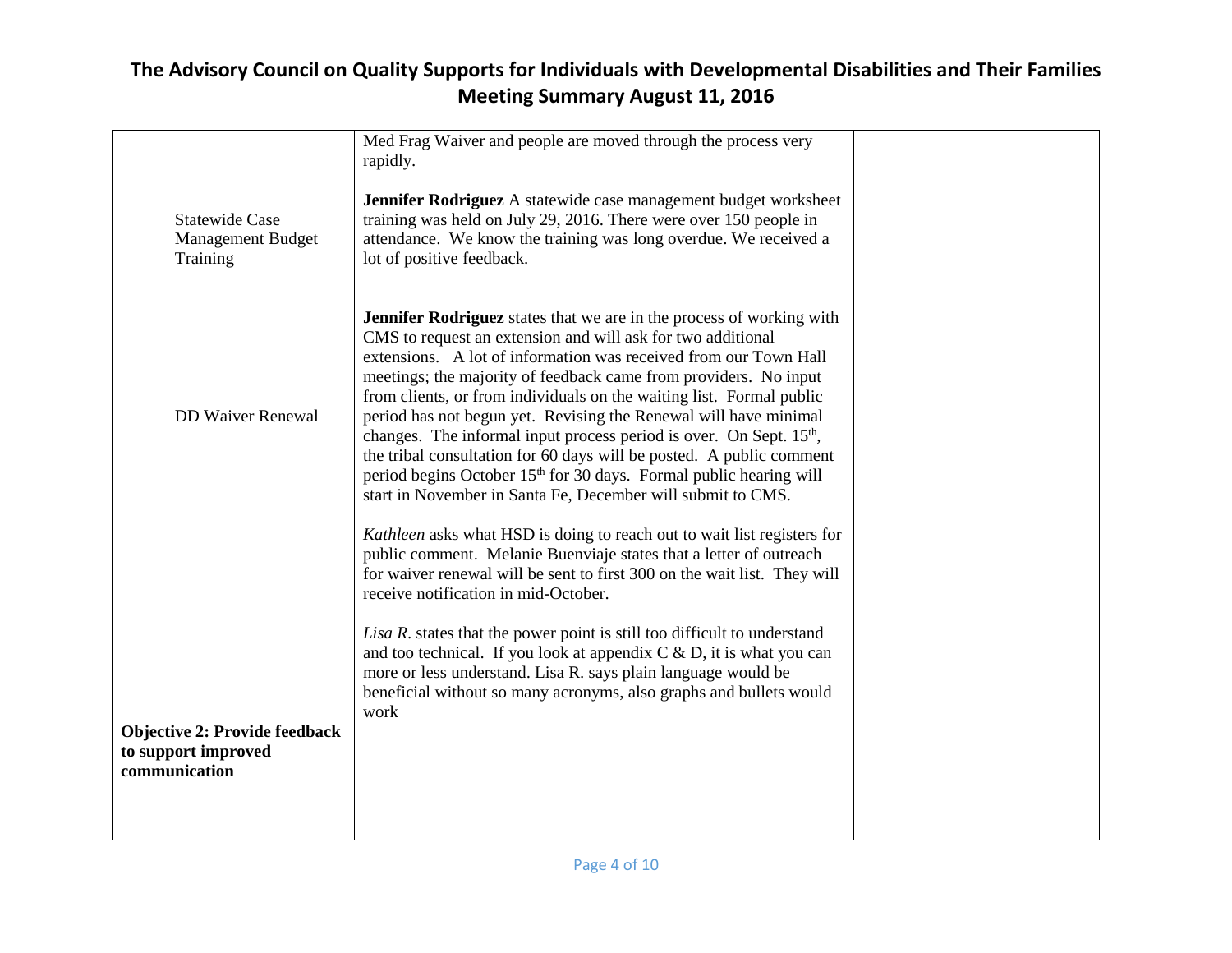# The Advisory Council on Quality Supports for Individuals with Developmental Disabilities and Their Families Meeting Summary August 11, 2016

| | | |
|---|---|---|
| | Med Frag Waiver and people are moved through the process very rapidly. | |
| Statewide Case Management Budget Training | **Jennifer Rodriguez** A statewide case management budget worksheet training was held on July 29, 2016. There were over 150 people in attendance. We know the training was long overdue. We received a lot of positive feedback. | |
| DD Waiver Renewal | **Jennifer Rodriguez** states that we are in the process of working with CMS to request an extension and will ask for two additional extensions. A lot of information was received from our Town Hall meetings; the majority of feedback came from providers. No input from clients, or from individuals on the waiting list. Formal public period has not begun yet. Revising the Renewal will have minimal changes. The informal input process period is over. On Sept. 15th, the tribal consultation for 60 days will be posted. A public comment period begins October 15th for 30 days. Formal public hearing will start in November in Santa Fe, December will submit to CMS.<br><br>*Kathleen* asks what HSD is doing to reach out to wait list registers for public comment. Melanie Buenviaje states that a letter of outreach for waiver renewal will be sent to first 300 on the wait list. They will receive notification in mid-October.<br><br>*Lisa R.* states that the power point is still too difficult to understand and too technical. If you look at appendix C & D, it is what you can more or less understand. Lisa R. says plain language would be beneficial without so many acronyms, also graphs and bullets would work | |
| **Objective 2: Provide feedback to support improved communication** | | |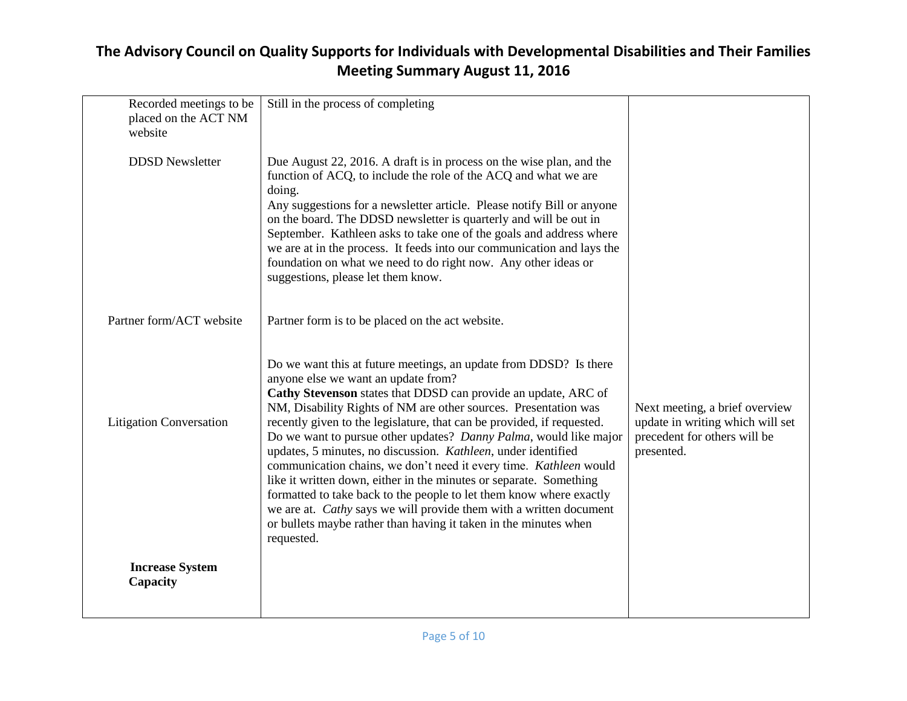# The Advisory Council on Quality Supports for Individuals with Developmental Disabilities and Their Families Meeting Summary August 11, 2016

| | | |
|---|---|---|
| Recorded meetings to be placed on the ACT NM website | Still in the process of completing | |
| DDSD Newsletter | Due August 22, 2016. A draft is in process on the wise plan, and the function of ACQ, to include the role of the ACQ and what we are doing.<br>Any suggestions for a newsletter article. Please notify Bill or anyone on the board. The DDSD newsletter is quarterly and will be out in September. Kathleen asks to take one of the goals and address where we are at in the process. It feeds into our communication and lays the foundation on what we need to do right now. Any other ideas or suggestions, please let them know. | |
| Partner form/ACT website | Partner form is to be placed on the act website. | |
| Litigation Conversation | Do we want this at future meetings, an update from DDSD? Is there anyone else we want an update from?<br>**Cathy Stevenson** states that DDSD can provide an update, ARC of NM, Disability Rights of NM are other sources. Presentation was recently given to the legislature, that can be provided, if requested. Do we want to pursue other updates? *Danny Palma*, would like major updates, 5 minutes, no discussion. *Kathleen*, under identified communication chains, we don't need it every time. *Kathleen* would like it written down, either in the minutes or separate. Something formatted to take back to the people to let them know where exactly we are at. *Cathy* says we will provide them with a written document or bullets maybe rather than having it taken in the minutes when requested. | Next meeting, a brief overview update in writing which will set precedent for others will be presented. |
| **Increase System Capacity** | | |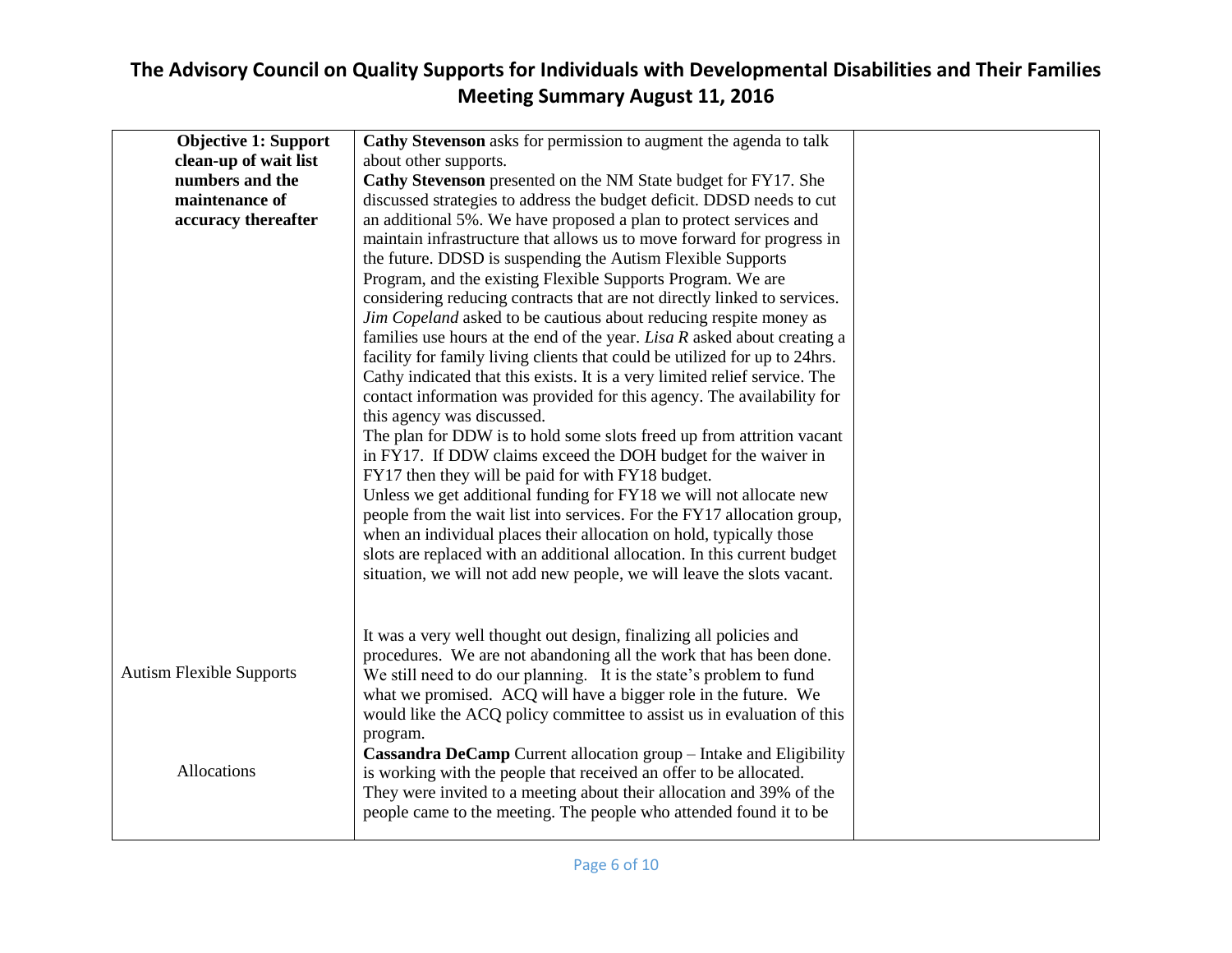# The Advisory Council on Quality Supports for Individuals with Developmental Disabilities and Their Families Meeting Summary August 11, 2016

| | | |
|---|---|---|
| **Objective 1: Support clean-up of wait list numbers and the maintenance of accuracy thereafter** | **Cathy Stevenson** asks for permission to augment the agenda to talk about other supports.<br>**Cathy Stevenson** presented on the NM State budget for FY17. She discussed strategies to address the budget deficit. DDSD needs to cut an additional 5%. We have proposed a plan to protect services and maintain infrastructure that allows us to move forward for progress in the future. DDSD is suspending the Autism Flexible Supports Program, and the existing Flexible Supports Program. We are considering reducing contracts that are not directly linked to services. *Jim Copeland* asked to be cautious about reducing respite money as families use hours at the end of the year. *Lisa R* asked about creating a facility for family living clients that could be utilized for up to 24hrs. Cathy indicated that this exists. It is a very limited relief service. The contact information was provided for this agency. The availability for this agency was discussed.<br>The plan for DDW is to hold some slots freed up from attrition vacant in FY17. If DDW claims exceed the DOH budget for the waiver in FY17 then they will be paid for with FY18 budget.<br>Unless we get additional funding for FY18 we will not allocate new people from the wait list into services. For the FY17 allocation group, when an individual places their allocation on hold, typically those slots are replaced with an additional allocation. In this current budget situation, we will not add new people, we will leave the slots vacant. | |
| Autism Flexible Supports | It was a very well thought out design, finalizing all policies and procedures. We are not abandoning all the work that has been done. We still need to do our planning. It is the state's problem to fund what we promised. ACQ will have a bigger role in the future. We would like the ACQ policy committee to assist us in evaluation of this program. | |
| Allocations | **Cassandra DeCamp** Current allocation group – Intake and Eligibility is working with the people that received an offer to be allocated. They were invited to a meeting about their allocation and 39% of the people came to the meeting. The people who attended found it to be | |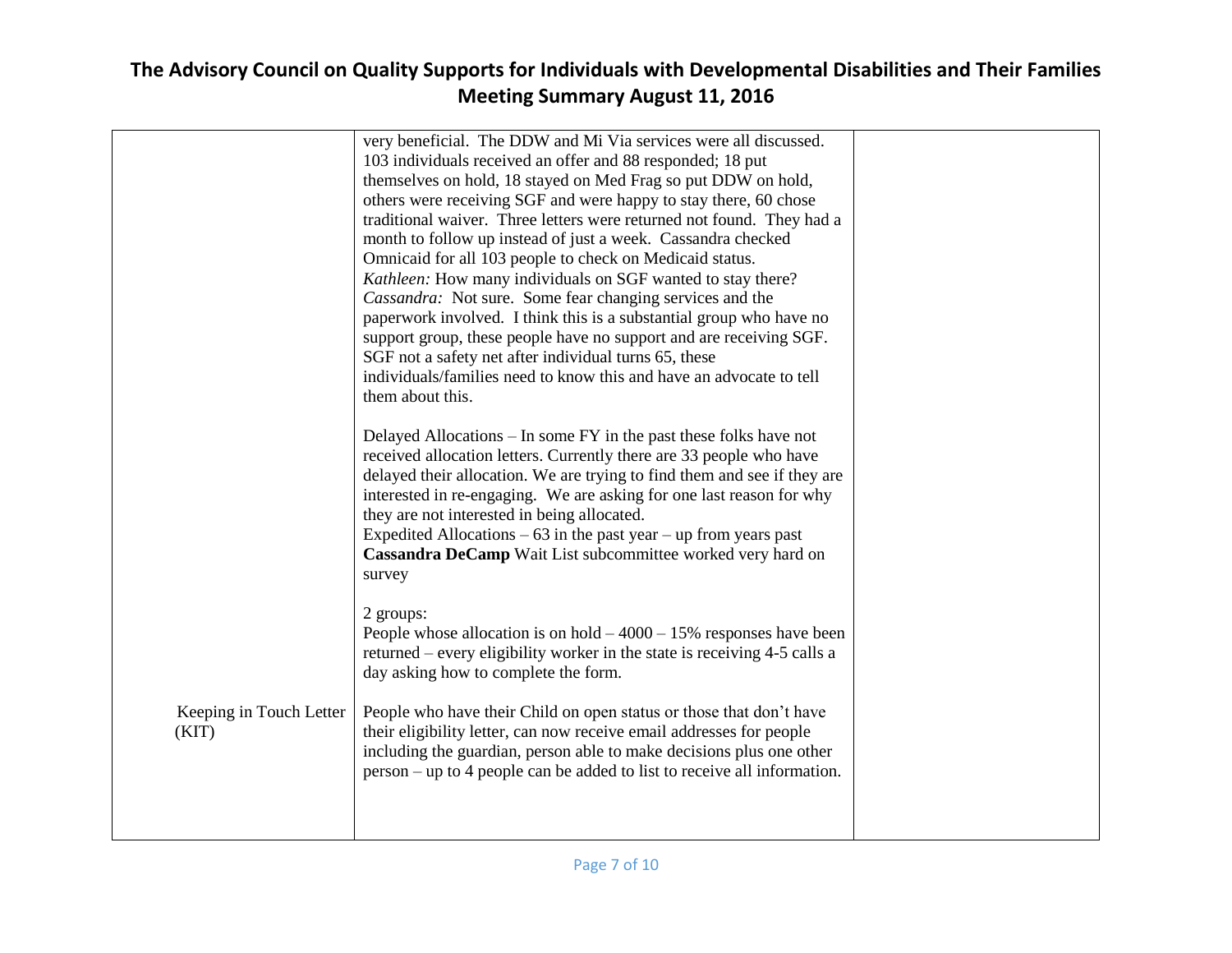# The Advisory Council on Quality Supports for Individuals with Developmental Disabilities and Their Families Meeting Summary August 11, 2016

| | | |
|---|---|---|
| | very beneficial. The DDW and Mi Via services were all discussed. 103 individuals received an offer and 88 responded; 18 put themselves on hold, 18 stayed on Med Frag so put DDW on hold, others were receiving SGF and were happy to stay there, 60 chose traditional waiver. Three letters were returned not found. They had a month to follow up instead of just a week. Cassandra checked Omnicaid for all 103 people to check on Medicaid status.<br>*Kathleen:* How many individuals on SGF wanted to stay there?<br>*Cassandra:* Not sure. Some fear changing services and the paperwork involved. I think this is a substantial group who have no support group, these people have no support and are receiving SGF. SGF not a safety net after individual turns 65, these individuals/families need to know this and have an advocate to tell them about this.<br><br>Delayed Allocations – In some FY in the past these folks have not received allocation letters. Currently there are 33 people who have delayed their allocation. We are trying to find them and see if they are interested in re-engaging. We are asking for one last reason for why they are not interested in being allocated.<br>Expedited Allocations – 63 in the past year – up from years past<br>**Cassandra DeCamp** Wait List subcommittee worked very hard on survey<br><br>2 groups:<br>People whose allocation is on hold – 4000 – 15% responses have been returned – every eligibility worker in the state is receiving 4-5 calls a day asking how to complete the form. | |
| Keeping in Touch Letter (KIT) | People who have their Child on open status or those that don't have their eligibility letter, can now receive email addresses for people including the guardian, person able to make decisions plus one other person – up to 4 people can be added to list to receive all information. | |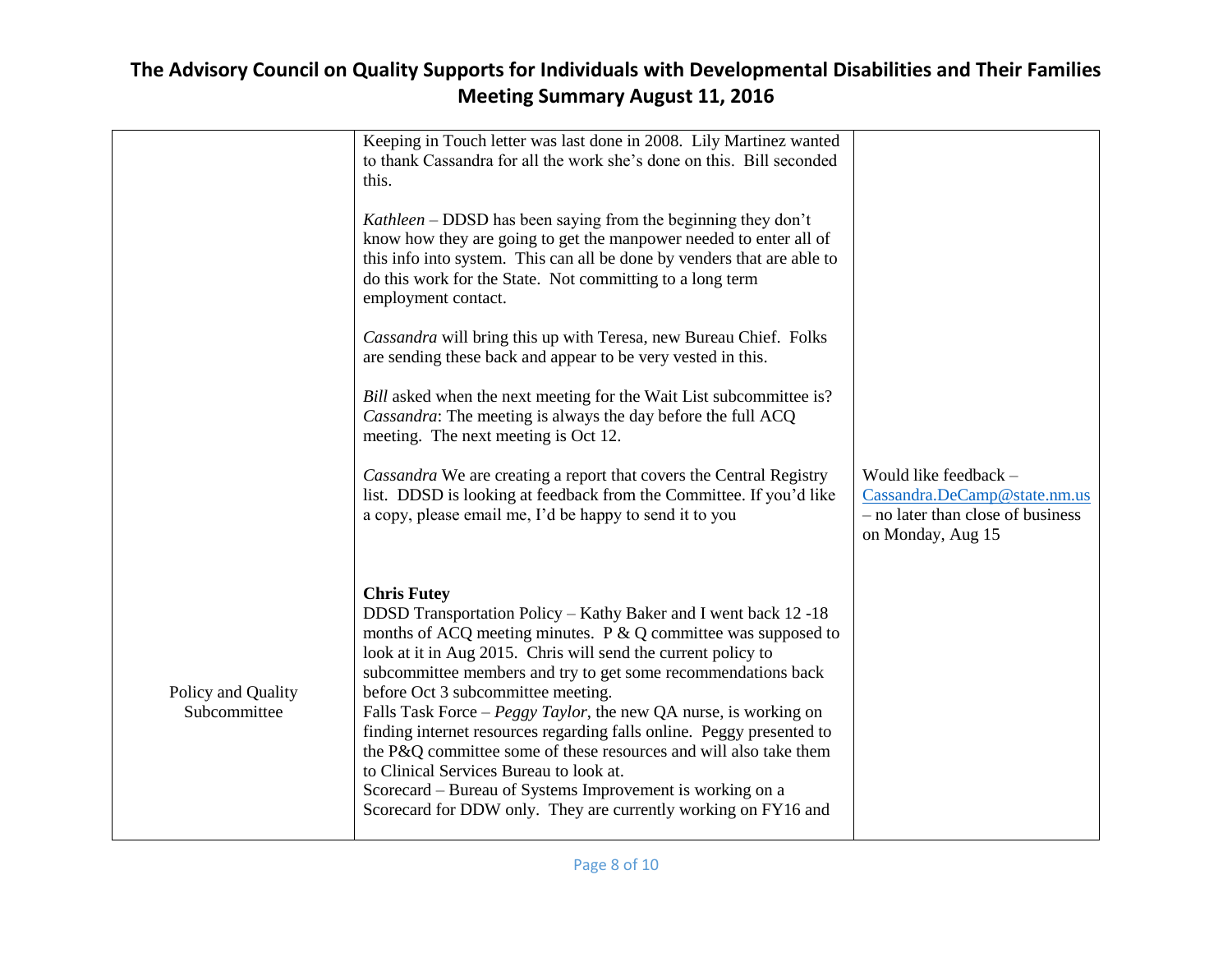| | | |
|---|---|---|
| | Keeping in Touch letter was last done in 2008. Lily Martinez wanted to thank Cassandra for all the work she's done on this. Bill seconded this.<br><br>*Kathleen* – DDSD has been saying from the beginning they don't know how they are going to get the manpower needed to enter all of this info into system. This can all be done by venders that are able to do this work for the State. Not committing to a long term employment contact.<br><br>*Cassandra* will bring this up with Teresa, new Bureau Chief. Folks are sending these back and appear to be very vested in this.<br><br>*Bill* asked when the next meeting for the Wait List subcommittee is? *Cassandra*: The meeting is always the day before the full ACQ meeting. The next meeting is Oct 12.<br><br>*Cassandra* We are creating a report that covers the Central Registry list. DDSD is looking at feedback from the Committee. If you'd like a copy, please email me, I'd be happy to send it to you | Would like feedback – Cassandra.DeCamp@state.nm.us – no later than close of business on Monday, Aug 15 |
| Policy and Quality Subcommittee | **Chris Futey**<br>DDSD Transportation Policy – Kathy Baker and I went back 12 -18 months of ACQ meeting minutes. P & Q committee was supposed to look at it in Aug 2015. Chris will send the current policy to subcommittee members and try to get some recommendations back before Oct 3 subcommittee meeting.<br>Falls Task Force – *Peggy Taylor*, the new QA nurse, is working on finding internet resources regarding falls online. Peggy presented to the P&Q committee some of these resources and will also take them to Clinical Services Bureau to look at.<br>Scorecard – Bureau of Systems Improvement is working on a Scorecard for DDW only. They are currently working on FY16 and | |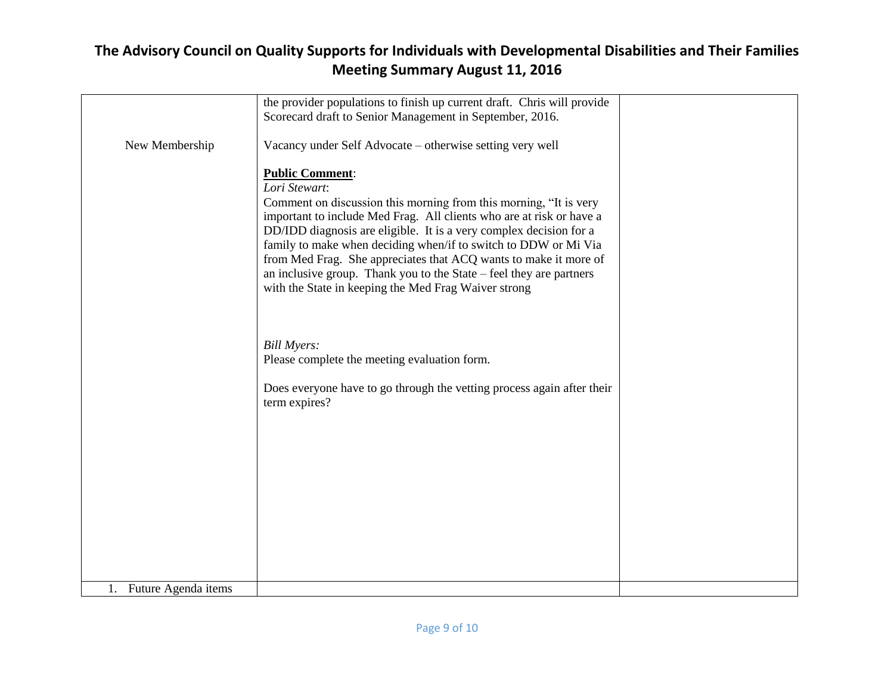# The Advisory Council on Quality Supports for Individuals with Developmental Disabilities and Their Families Meeting Summary August 11, 2016

| | | |
|---|---|---|
| | the provider populations to finish up current draft. Chris will provide Scorecard draft to Senior Management in September, 2016. | |
| New Membership | Vacancy under Self Advocate – otherwise setting very well<br><br>**<u>Public Comment</u>**:<br>*Lori Stewart*:<br>Comment on discussion this morning from this morning, "It is very important to include Med Frag. All clients who are at risk or have a DD/IDD diagnosis are eligible. It is a very complex decision for a family to make when deciding when/if to switch to DDW or Mi Via from Med Frag. She appreciates that ACQ wants to make it more of an inclusive group. Thank you to the State – feel they are partners with the State in keeping the Med Frag Waiver strong<br><br>*Bill Myers:*<br>Please complete the meeting evaluation form.<br><br>Does everyone have to go through the vetting process again after their term expires? | |
| 1. Future Agenda items | | |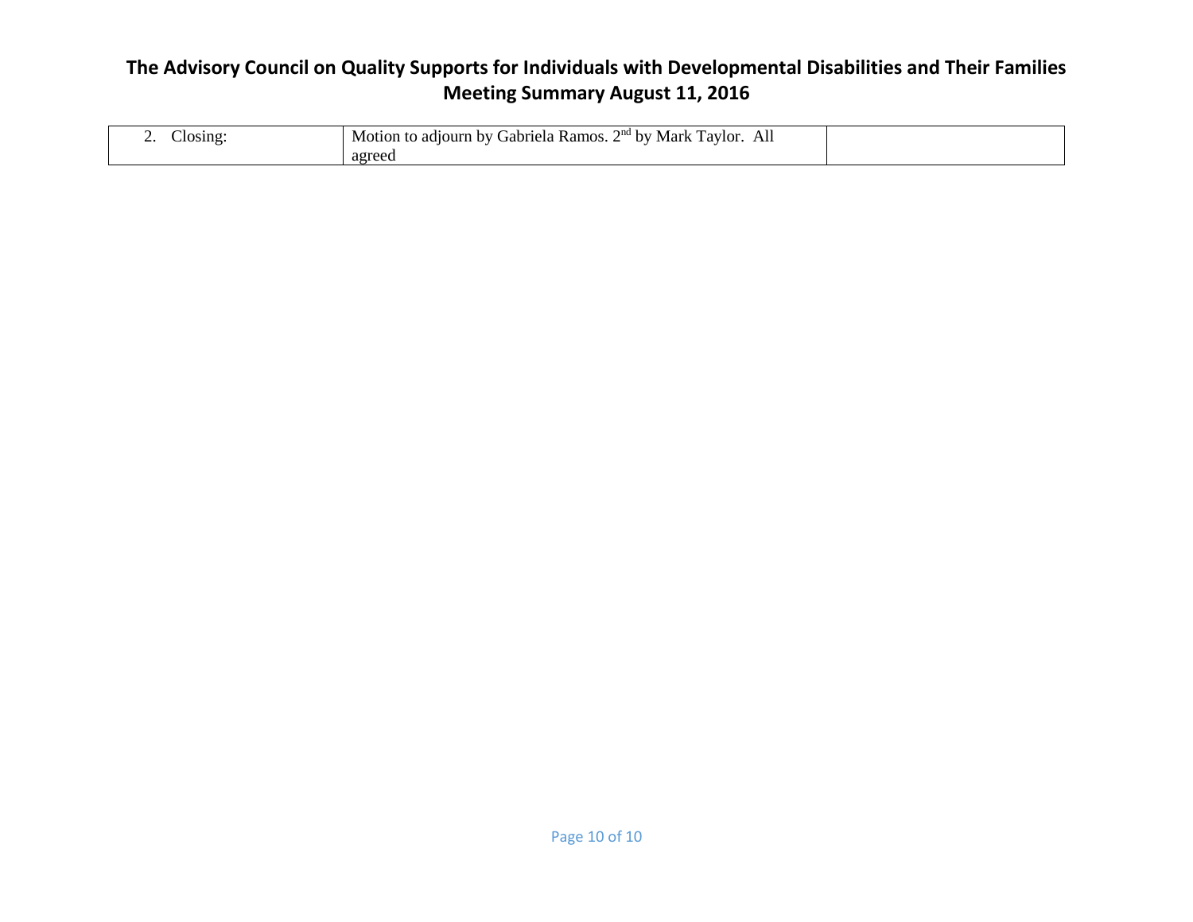| | | |
|---|---|---|
| 2. Closing: | Motion to adjourn by Gabriela Ramos. 2nd by Mark Taylor. All agreed | |